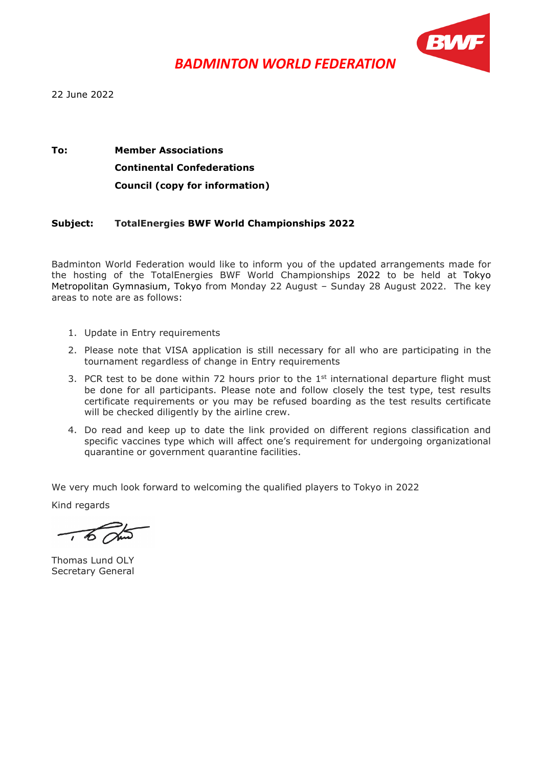# *BADMINTON WORLD FEDERATION*

22 June 2022

**To:** **Member Associations**

**Continental Confederations**

**Council (copy for information)**

**Subject:** **TotalEnergies BWF World Championships 2022**

Badminton World Federation would like to inform you of the updated arrangements made for the hosting of the TotalEnergies BWF World Championships 2022 to be held at Tokyo Metropolitan Gymnasium, Tokyo from Monday 22 August – Sunday 28 August 2022. The key areas to note are as follows:

1. Update in Entry requirements
2. Please note that VISA application is still necessary for all who are participating in the tournament regardless of change in Entry requirements
3. PCR test to be done within 72 hours prior to the 1st international departure flight must be done for all participants. Please note and follow closely the test type, test results certificate requirements or you may be refused boarding as the test results certificate will be checked diligently by the airline crew.
4. Do read and keep up to date the link provided on different regions classification and specific vaccines type which will affect one's requirement for undergoing organizational quarantine or government quarantine facilities.

We very much look forward to welcoming the qualified players to Tokyo in 2022

Kind regards

Thomas Lund OLY
Secretary General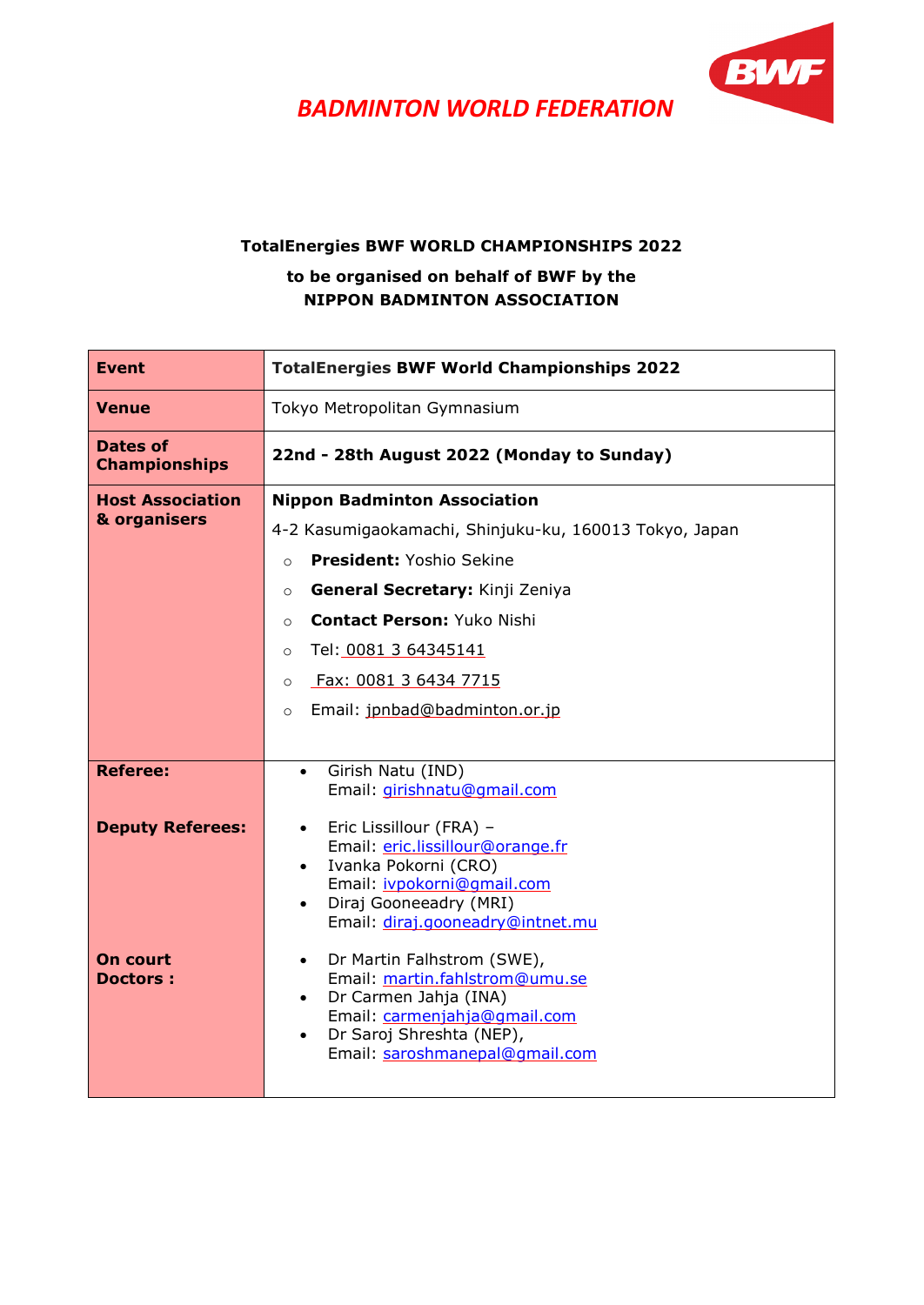BADMINTON WORLD FEDERATION

**TotalEnergies BWF WORLD CHAMPIONSHIPS 2022**

**to be organised on behalf of BWF by the**
**NIPPON BADMINTON ASSOCIATION**

| **Event** | **TotalEnergies BWF World Championships 2022** |
|---|---|
| **Venue** | Tokyo Metropolitan Gymnasium |
| **Dates of Championships** | **22nd - 28th August 2022 (Monday to Sunday)** |
| **Host Association & organisers** | **Nippon Badminton Association**<br>4-2 Kasumigaokamachi, Shinjuku-ku, 160013 Tokyo, Japan<br>○ **President:** Yoshio Sekine<br>○ **General Secretary:** Kinji Zeniya<br>○ **Contact Person:** Yuko Nishi<br>○ Tel: 0081 3 64345141<br>○ Fax: 0081 3 6434 7715<br>○ Email: jpnbad@badminton.or.jp |
| **Referee:** | • Girish Natu (IND)<br>Email: girishnatu@gmail.com |
| **Deputy Referees:** | • Eric Lissillour (FRA) –<br>Email: eric.lissillour@orange.fr<br>• Ivanka Pokorni (CRO)<br>Email: ivpokorni@gmail.com<br>• Diraj Gooneeadry (MRI)<br>Email: diraj.gooneadry@intnet.mu |
| **On court Doctors :** | • Dr Martin Falhstrom (SWE),<br>Email: martin.fahlstrom@umu.se<br>• Dr Carmen Jahja (INA)<br>Email: carmenjahja@gmail.com<br>• Dr Saroj Shreshta (NEP),<br>Email: saroshmanepal@gmail.com |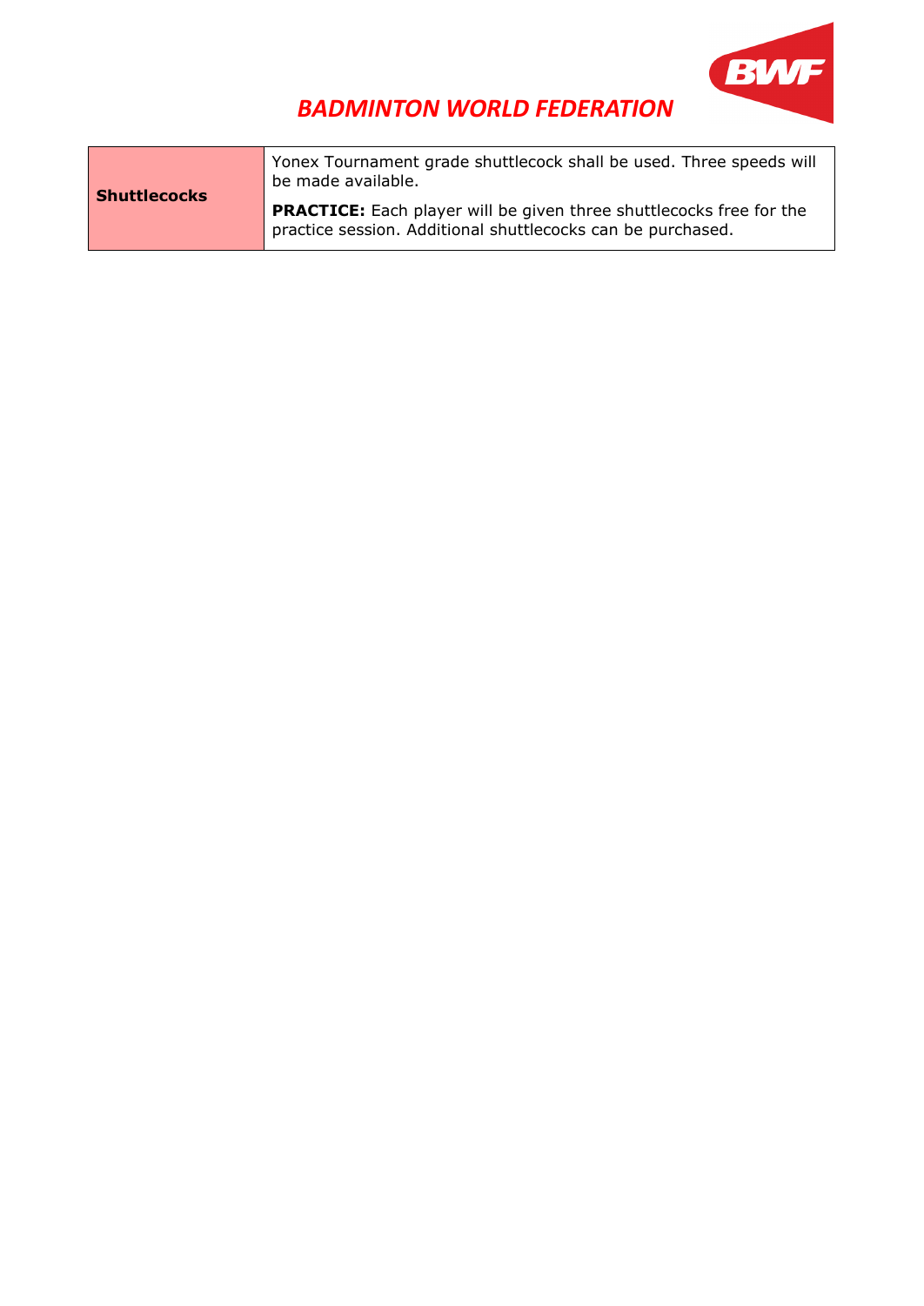| Shuttlecocks | Yonex Tournament grade shuttlecock shall be used. Three speeds will be made available.<br><br>**PRACTICE:** Each player will be given three shuttlecocks free for the practice session. Additional shuttlecocks can be purchased. |
|---|---|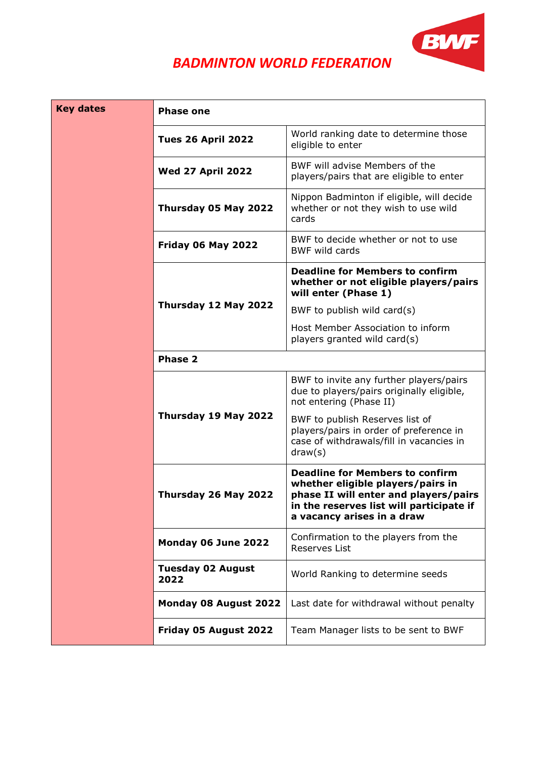## BADMINTON WORLD FEDERATION

| Key dates | | |
|---|---|---|
| | **Phase one** | |
| | **Tues 26 April 2022** | World ranking date to determine those eligible to enter |
| | **Wed 27 April 2022** | BWF will advise Members of the players/pairs that are eligible to enter |
| | **Thursday 05 May 2022** | Nippon Badminton if eligible, will decide whether or not they wish to use wild cards |
| | **Friday 06 May 2022** | BWF to decide whether or not to use BWF wild cards |
| | **Thursday 12 May 2022** | **Deadline for Members to confirm whether or not eligible players/pairs will enter (Phase 1)**<br>BWF to publish wild card(s)<br>Host Member Association to inform players granted wild card(s) |
| | **Phase 2** | |
| | **Thursday 19 May 2022** | BWF to invite any further players/pairs due to players/pairs originally eligible, not entering (Phase II)<br>BWF to publish Reserves list of players/pairs in order of preference in case of withdrawals/fill in vacancies in draw(s) |
| | **Thursday 26 May 2022** | **Deadline for Members to confirm whether eligible players/pairs in phase II will enter and players/pairs in the reserves list will participate if a vacancy arises in a draw** |
| | **Monday 06 June 2022** | Confirmation to the players from the Reserves List |
| | **Tuesday 02 August 2022** | World Ranking to determine seeds |
| | **Monday 08 August 2022** | Last date for withdrawal without penalty |
| | **Friday 05 August 2022** | Team Manager lists to be sent to BWF |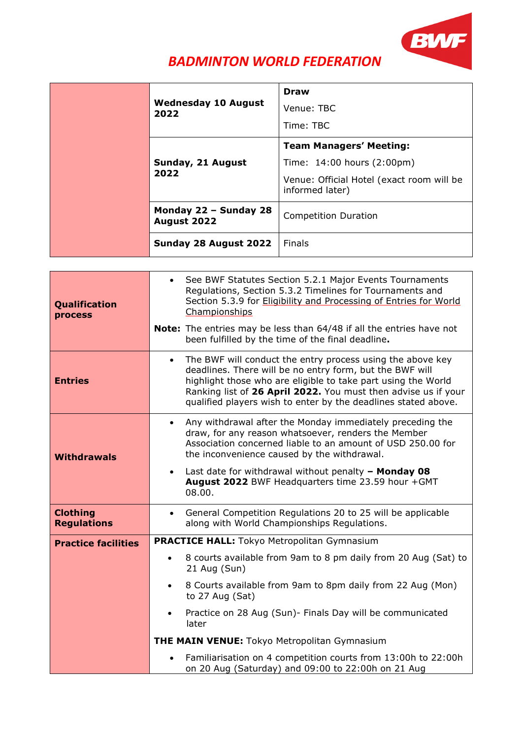# BADMINTON WORLD FEDERATION

| | | |
|---|---|---|
| | **Wednesday 10 August 2022** | **Draw**<br>Venue: TBC<br>Time: TBC |
| | **Sunday, 21 August 2022** | **Team Managers' Meeting:**<br>Time: 14:00 hours (2:00pm)<br>Venue: Official Hotel (exact room will be informed later) |
| | **Monday 22 – Sunday 28 August 2022** | Competition Duration |
| | **Sunday 28 August 2022** | Finals |

| | |
|---|---|
| **Qualification process** | • See BWF Statutes Section 5.2.1 Major Events Tournaments Regulations, Section 5.3.2 Timelines for Tournaments and Section 5.3.9 for Eligibility and Processing of Entries for World Championships<br>**Note:** The entries may be less than 64/48 if all the entries have not been fulfilled by the time of the final deadline**.** |
| **Entries** | • The BWF will conduct the entry process using the above key deadlines. There will be no entry form, but the BWF will highlight those who are eligible to take part using the World Ranking list of **26 April 2022.** You must then advise us if your qualified players wish to enter by the deadlines stated above. |
| **Withdrawals** | • Any withdrawal after the Monday immediately preceding the draw, for any reason whatsoever, renders the Member Association concerned liable to an amount of USD 250.00 for the inconvenience caused by the withdrawal.<br>• Last date for withdrawal without penalty **– Monday 08 August 2022** BWF Headquarters time 23.59 hour +GMT 08.00. |
| **Clothing Regulations** | • General Competition Regulations 20 to 25 will be applicable along with World Championships Regulations. |
| **Practice facilities** | **PRACTICE HALL:** Tokyo Metropolitan Gymnasium<br>• 8 courts available from 9am to 8 pm daily from 20 Aug (Sat) to 21 Aug (Sun)<br>• 8 Courts available from 9am to 8pm daily from 22 Aug (Mon) to 27 Aug (Sat)<br>• Practice on 28 Aug (Sun)- Finals Day will be communicated later<br>**THE MAIN VENUE:** Tokyo Metropolitan Gymnasium<br>• Familiarisation on 4 competition courts from 13:00h to 22:00h on 20 Aug (Saturday) and 09:00 to 22:00h on 21 Aug |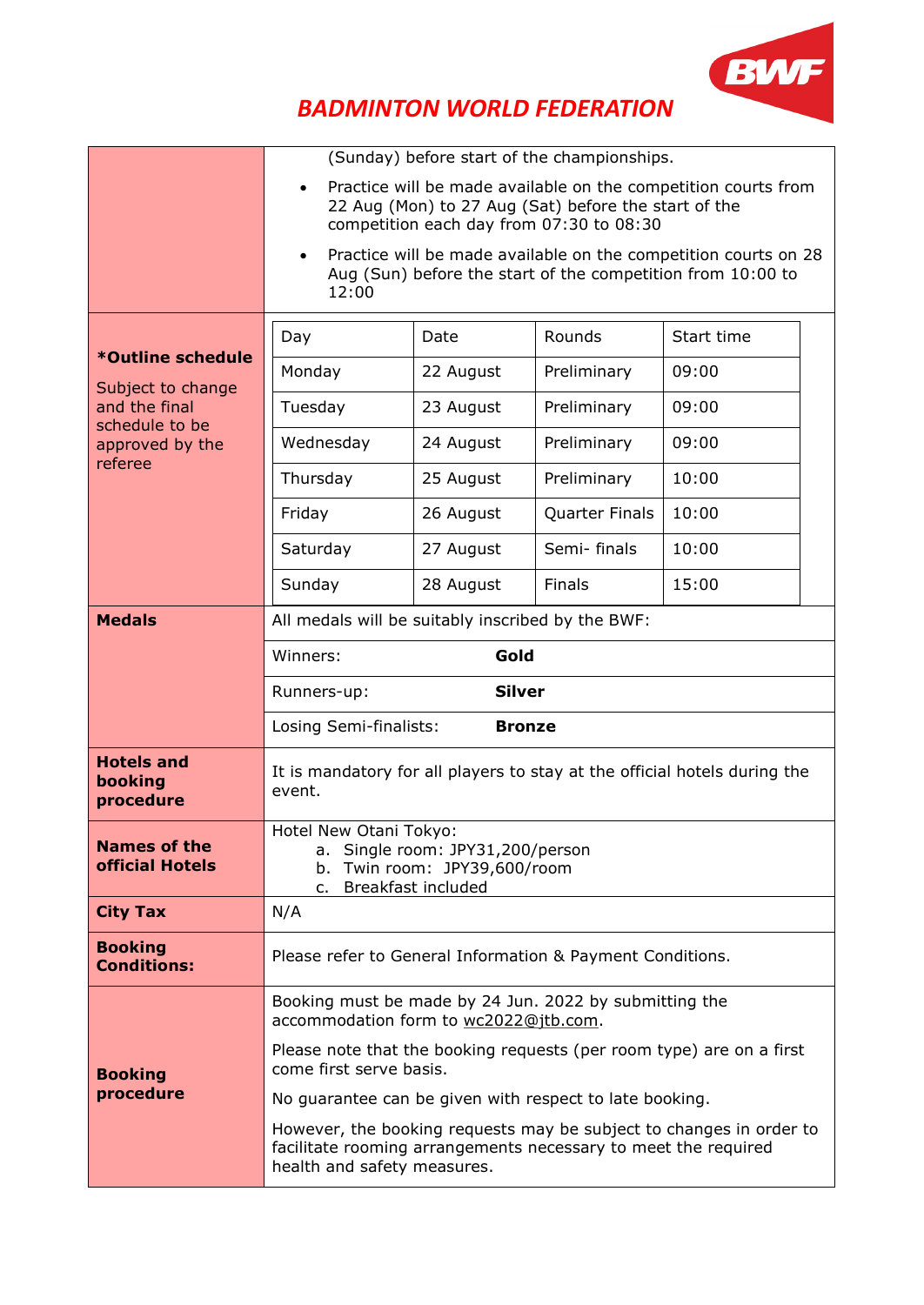| | |
|---|---|
| | (Sunday) before start of the championships.<br>• Practice will be made available on the competition courts from 22 Aug (Mon) to 27 Aug (Sat) before the start of the competition each day from 07:30 to 08:30<br>• Practice will be made available on the competition courts on 28 Aug (Sun) before the start of the competition from 10:00 to 12:00 |

***Outline schedule**

Subject to change and the final schedule to be approved by the referee

| Day | Date | Rounds | Start time |
|---|---|---|---|
| Monday | 22 August | Preliminary | 09:00 |
| Tuesday | 23 August | Preliminary | 09:00 |
| Wednesday | 24 August | Preliminary | 09:00 |
| Thursday | 25 August | Preliminary | 10:00 |
| Friday | 26 August | Quarter Finals | 10:00 |
| Saturday | 27 August | Semi- finals | 10:00 |
| Sunday | 28 August | Finals | 15:00 |

**Medals**

All medals will be suitably inscribed by the BWF:

| | |
|---|---|
| Winners: | **Gold** |
| Runners-up: | **Silver** |
| Losing Semi-finalists: | **Bronze** |

| | |
|---|---|
| **Hotels and booking procedure** | It is mandatory for all players to stay at the official hotels during the event. |
| **Names of the official Hotels** | Hotel New Otani Tokyo:<br>a. Single room: JPY31,200/person<br>b. Twin room: JPY39,600/room<br>c. Breakfast included |
| **City Tax** | N/A |
| **Booking Conditions:** | Please refer to General Information & Payment Conditions. |
| **Booking procedure** | Booking must be made by 24 Jun. 2022 by submitting the accommodation form to wc2022@jtb.com.<br>Please note that the booking requests (per room type) are on a first come first serve basis.<br>No guarantee can be given with respect to late booking.<br>However, the booking requests may be subject to changes in order to facilitate rooming arrangements necessary to meet the required health and safety measures. |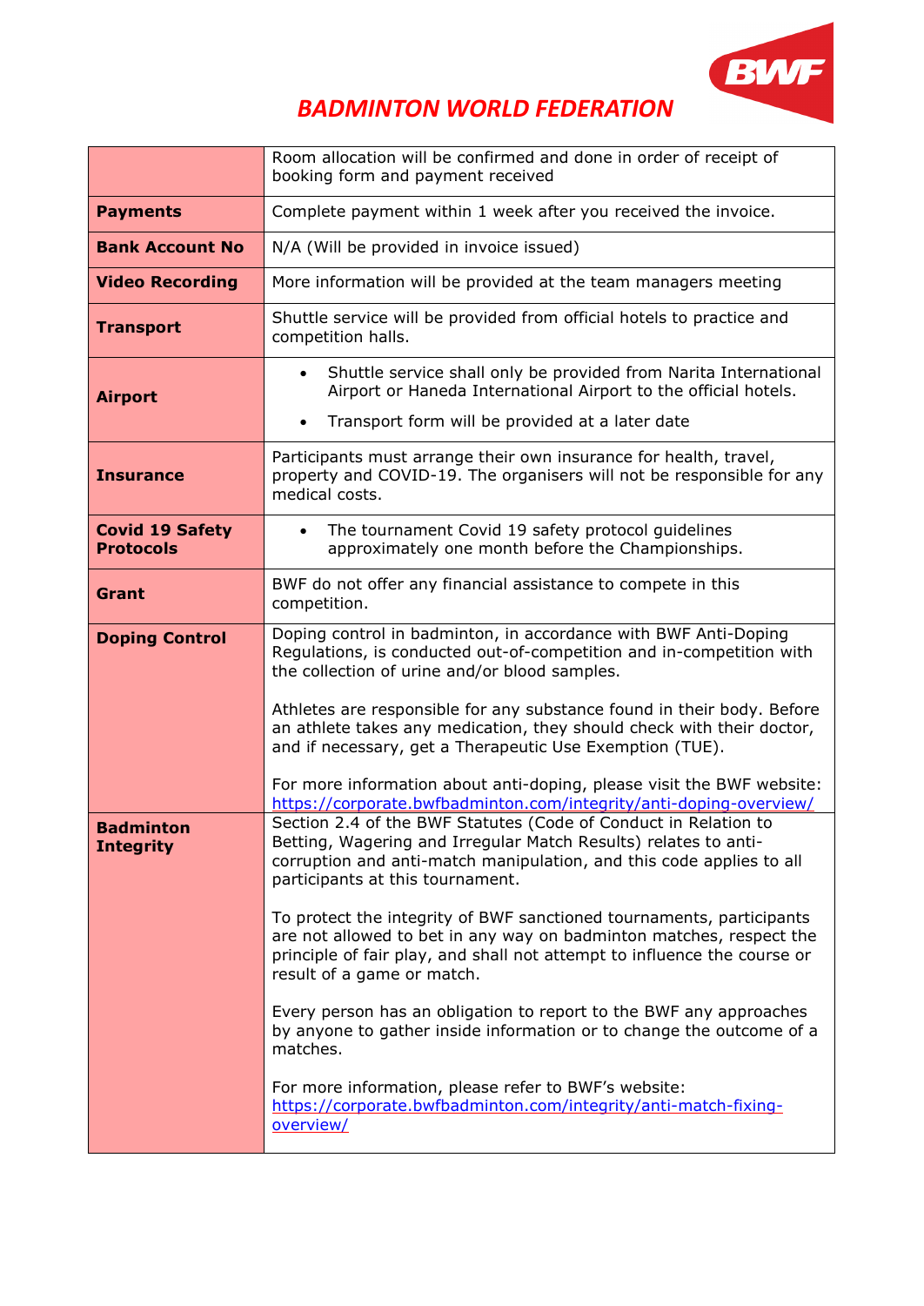# BADMINTON WORLD FEDERATION

| | |
|---|---|
| | Room allocation will be confirmed and done in order of receipt of booking form and payment received |
| **Payments** | Complete payment within 1 week after you received the invoice. |
| **Bank Account No** | N/A (Will be provided in invoice issued) |
| **Video Recording** | More information will be provided at the team managers meeting |
| **Transport** | Shuttle service will be provided from official hotels to practice and competition halls. |
| **Airport** | • Shuttle service shall only be provided from Narita International Airport or Haneda International Airport to the official hotels.<br>• Transport form will be provided at a later date |
| **Insurance** | Participants must arrange their own insurance for health, travel, property and COVID-19. The organisers will not be responsible for any medical costs. |
| **Covid 19 Safety Protocols** | • The tournament Covid 19 safety protocol guidelines approximately one month before the Championships. |
| **Grant** | BWF do not offer any financial assistance to compete in this competition. |
| **Doping Control** | Doping control in badminton, in accordance with BWF Anti-Doping Regulations, is conducted out-of-competition and in-competition with the collection of urine and/or blood samples.<br><br>Athletes are responsible for any substance found in their body. Before an athlete takes any medication, they should check with their doctor, and if necessary, get a Therapeutic Use Exemption (TUE).<br><br>For more information about anti-doping, please visit the BWF website: https://corporate.bwfbadminton.com/integrity/anti-doping-overview/ |
| **Badminton Integrity** | Section 2.4 of the BWF Statutes (Code of Conduct in Relation to Betting, Wagering and Irregular Match Results) relates to anti-corruption and anti-match manipulation, and this code applies to all participants at this tournament.<br><br>To protect the integrity of BWF sanctioned tournaments, participants are not allowed to bet in any way on badminton matches, respect the principle of fair play, and shall not attempt to influence the course or result of a game or match.<br><br>Every person has an obligation to report to the BWF any approaches by anyone to gather inside information or to change the outcome of a matches.<br><br>For more information, please refer to BWF's website: https://corporate.bwfbadminton.com/integrity/anti-match-fixing-overview/ |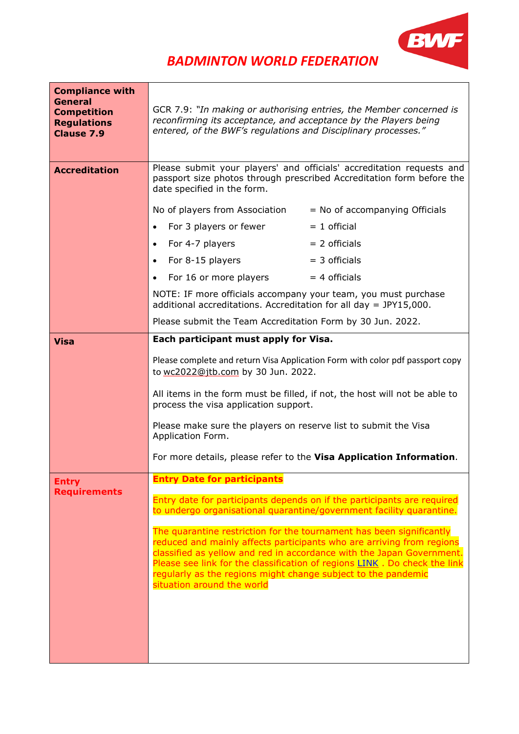# BADMINTON WORLD FEDERATION

| | |
|---|---|
| **Compliance with General Competition Regulations Clause 7.9** | GCR 7.9: *"In making or authorising entries, the Member concerned is reconfirming its acceptance, and acceptance by the Players being entered, of the BWF's regulations and Disciplinary processes."* |
| **Accreditation** | Please submit your players' and officials' accreditation requests and passport size photos through prescribed Accreditation form before the date specified in the form.<br><br>No of players from Association = No of accompanying Officials<br>• For 3 players or fewer = 1 official<br>• For 4-7 players = 2 officials<br>• For 8-15 players = 3 officials<br>• For 16 or more players = 4 officials<br><br>NOTE: IF more officials accompany your team, you must purchase additional accreditations. Accreditation for all day = JPY15,000.<br><br>Please submit the Team Accreditation Form by 30 Jun. 2022. |
| **Visa** | **Each participant must apply for Visa.**<br><br>Please complete and return Visa Application Form with color pdf passport copy to wc2022@jtb.com by 30 Jun. 2022.<br><br>All items in the form must be filled, if not, the host will not be able to process the visa application support.<br><br>Please make sure the players on reserve list to submit the Visa Application Form.<br><br>For more details, please refer to the **Visa Application Information**. |
| **Entry Requirements** | **Entry Date for participants**<br><br>Entry date for participants depends on if the participants are required to undergo organisational quarantine/government facility quarantine.<br><br>The quarantine restriction for the tournament has been significantly reduced and mainly affects participants who are arriving from regions classified as yellow and red in accordance with the Japan Government. Please see link for the classification of regions LINK . Do check the link regularly as the regions might change subject to the pandemic situation around the world |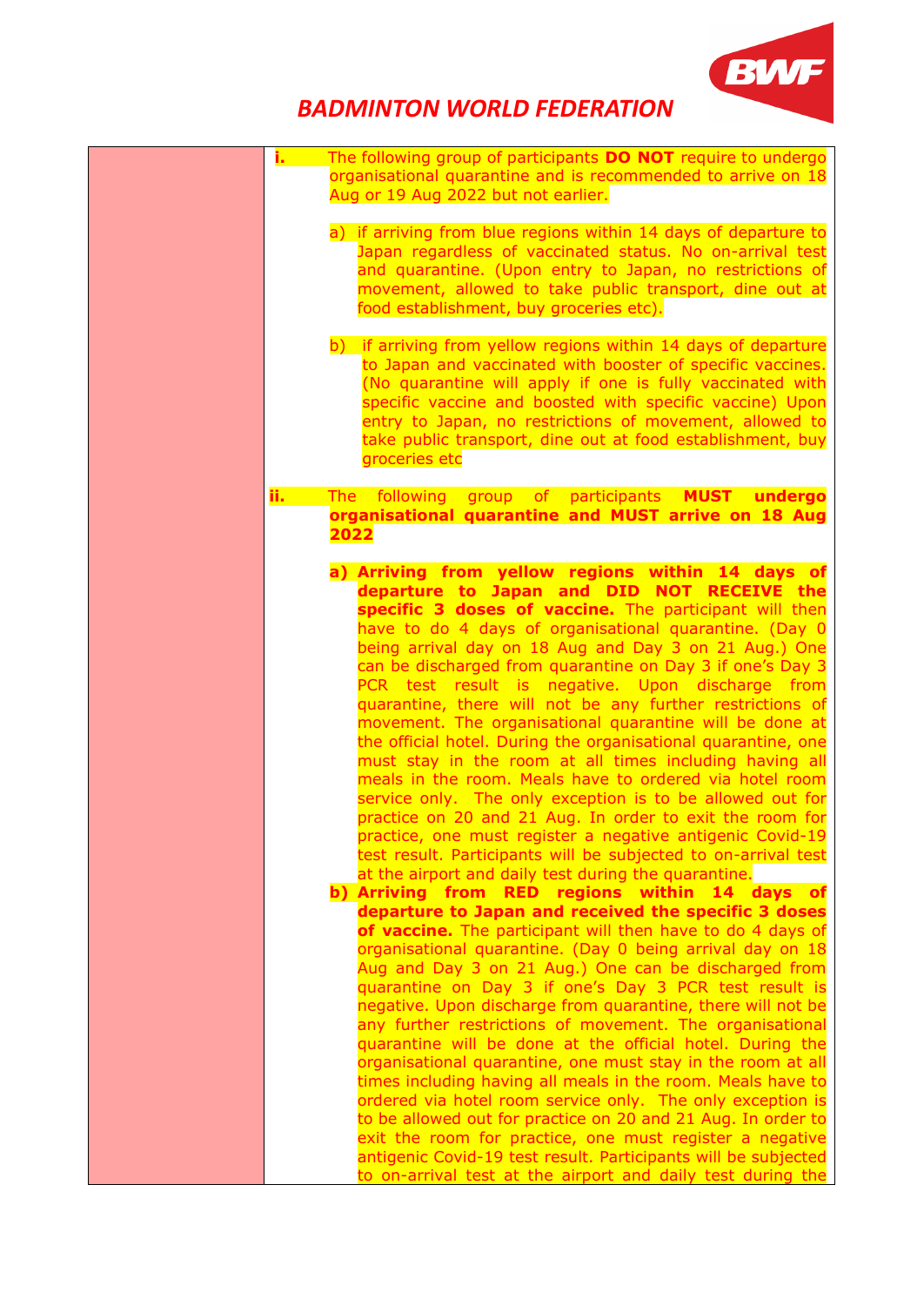| | |
|---|---|
| | **i.** The following group of participants **DO NOT** require to undergo organisational quarantine and is recommended to arrive on 18 Aug or 19 Aug 2022 but not earlier.<br><br>a) if arriving from blue regions within 14 days of departure to Japan regardless of vaccinated status. No on-arrival test and quarantine. (Upon entry to Japan, no restrictions of movement, allowed to take public transport, dine out at food establishment, buy groceries etc).<br><br>b) if arriving from yellow regions within 14 days of departure to Japan and vaccinated with booster of specific vaccines. (No quarantine will apply if one is fully vaccinated with specific vaccine and boosted with specific vaccine) Upon entry to Japan, no restrictions of movement, allowed to take public transport, dine out at food establishment, buy groceries etc<br><br>**ii.** The following group of participants **MUST undergo organisational quarantine and MUST arrive on 18 Aug 2022**<br><br>a) **Arriving from yellow regions within 14 days of departure to Japan and DID NOT RECEIVE the specific 3 doses of vaccine.** The participant will then have to do 4 days of organisational quarantine. (Day 0 being arrival day on 18 Aug and Day 3 on 21 Aug.) One can be discharged from quarantine on Day 3 if one's Day 3 PCR test result is negative. Upon discharge from quarantine, there will not be any further restrictions of movement. The organisational quarantine will be done at the official hotel. During the organisational quarantine, one must stay in the room at all times including having all meals in the room. Meals have to ordered via hotel room service only. The only exception is to be allowed out for practice on 20 and 21 Aug. In order to exit the room for practice, one must register a negative antigenic Covid-19 test result. Participants will be subjected to on-arrival test at the airport and daily test during the quarantine.<br><br>b) **Arriving from RED regions within 14 days of departure to Japan and received the specific 3 doses of vaccine.** The participant will then have to do 4 days of organisational quarantine. (Day 0 being arrival day on 18 Aug and Day 3 on 21 Aug.) One can be discharged from quarantine on Day 3 if one's Day 3 PCR test result is negative. Upon discharge from quarantine, there will not be any further restrictions of movement. The organisational quarantine will be done at the official hotel. During the organisational quarantine, one must stay in the room at all times including having all meals in the room. Meals have to ordered via hotel room service only. The only exception is to be allowed out for practice on 20 and 21 Aug. In order to exit the room for practice, one must register a negative antigenic Covid-19 test result. Participants will be subjected to on-arrival test at the airport and daily test during the |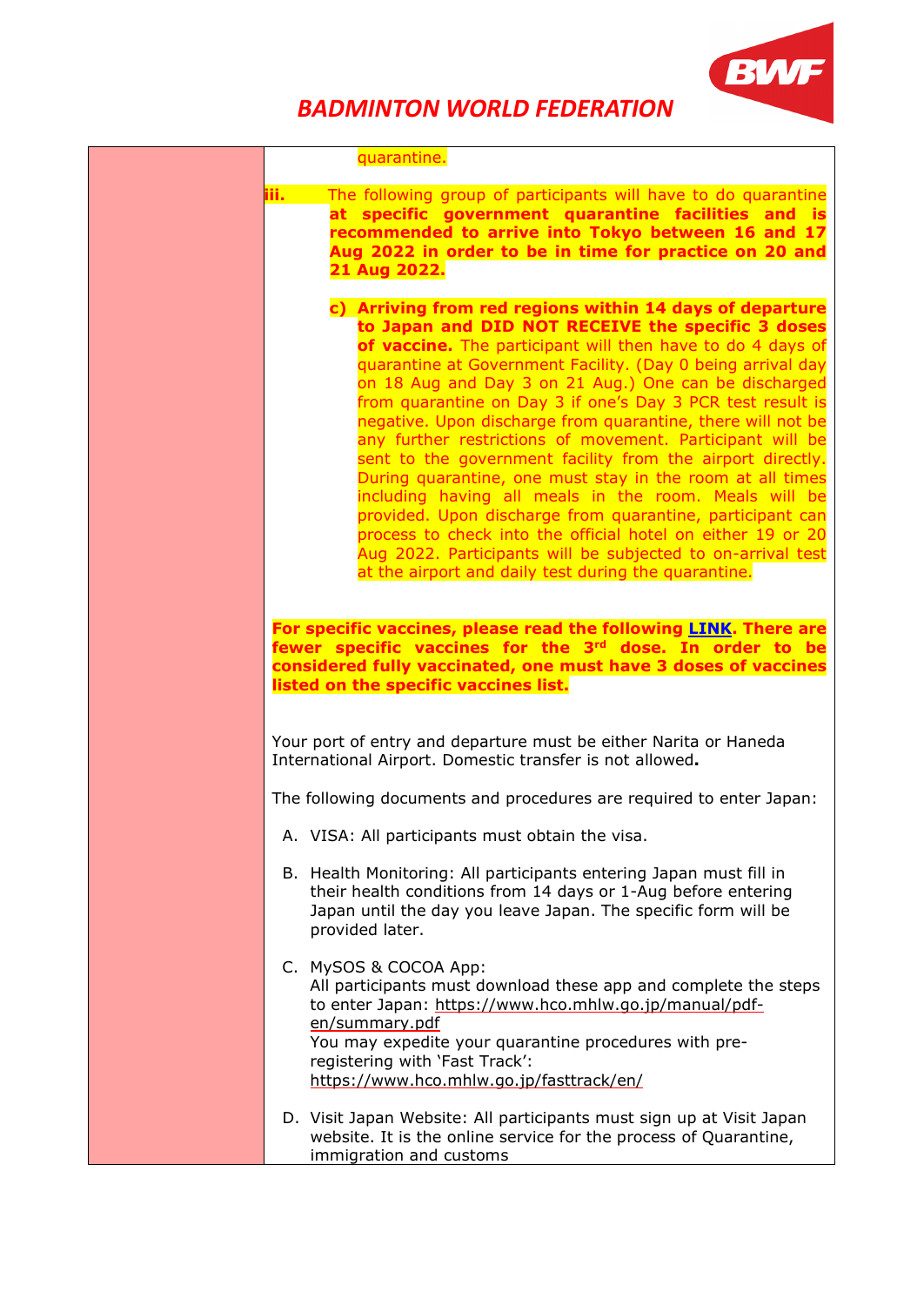quarantine.

iii. The following group of participants will have to do quarantine **at specific government quarantine facilities and is recommended to arrive into Tokyo between 16 and 17 Aug 2022 in order to be in time for practice on 20 and 21 Aug 2022.**

**c) Arriving from red regions within 14 days of departure to Japan and DID NOT RECEIVE the specific 3 doses of vaccine.** The participant will then have to do 4 days of quarantine at Government Facility. (Day 0 being arrival day on 18 Aug and Day 3 on 21 Aug.) One can be discharged from quarantine on Day 3 if one's Day 3 PCR test result is negative. Upon discharge from quarantine, there will not be any further restrictions of movement. Participant will be sent to the government facility from the airport directly. During quarantine, one must stay in the room at all times including having all meals in the room. Meals will be provided. Upon discharge from quarantine, participant can process to check into the official hotel on either 19 or 20 Aug 2022. Participants will be subjected to on-arrival test at the airport and daily test during the quarantine.

**For specific vaccines, please read the following LINK. There are fewer specific vaccines for the 3rd dose. In order to be considered fully vaccinated, one must have 3 doses of vaccines listed on the specific vaccines list.**

Your port of entry and departure must be either Narita or Haneda International Airport. Domestic transfer is not allowed**.**

The following documents and procedures are required to enter Japan:

A. VISA: All participants must obtain the visa.

B. Health Monitoring: All participants entering Japan must fill in their health conditions from 14 days or 1-Aug before entering Japan until the day you leave Japan. The specific form will be provided later.

C. MySOS & COCOA App:
All participants must download these app and complete the steps to enter Japan: https://www.hco.mhlw.go.jp/manual/pdf-en/summary.pdf
You may expedite your quarantine procedures with pre-registering with 'Fast Track':
https://www.hco.mhlw.go.jp/fasttrack/en/

D. Visit Japan Website: All participants must sign up at Visit Japan website. It is the online service for the process of Quarantine, immigration and customs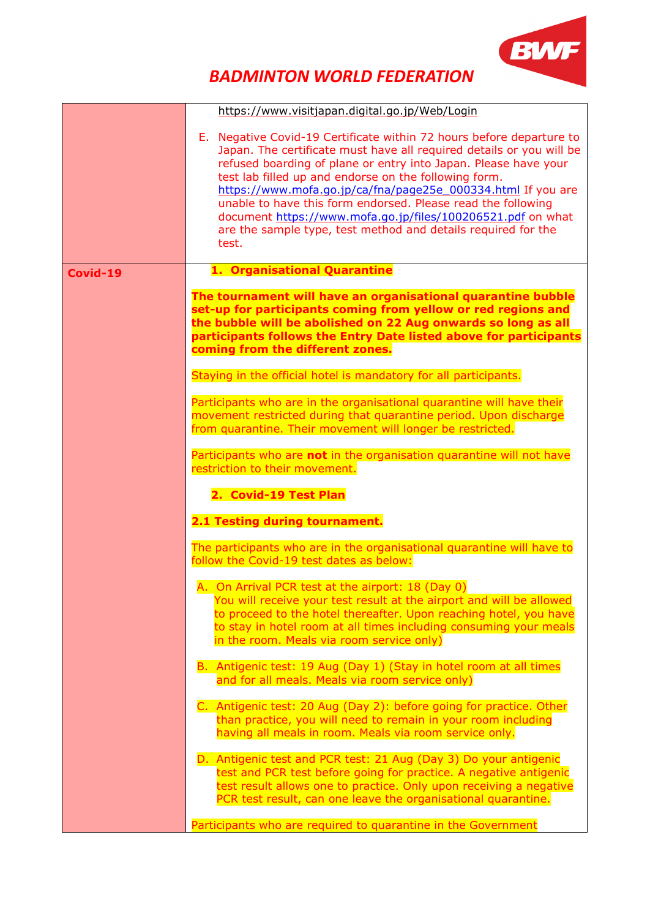| | |
|---|---|
| | https://www.visitjapan.digital.go.jp/Web/Login<br><br>E. Negative Covid-19 Certificate within 72 hours before departure to Japan. The certificate must have all required details or you will be refused boarding of plane or entry into Japan. Please have your test lab filled up and endorse on the following form. https://www.mofa.go.jp/ca/fna/page25e_000334.html If you are unable to have this form endorsed. Please read the following document https://www.mofa.go.jp/files/100206521.pdf on what are the sample type, test method and details required for the test. |
| **Covid-19** | **1. Organisational Quarantine**<br><br>**The tournament will have an organisational quarantine bubble set-up for participants coming from yellow or red regions and the bubble will be abolished on 22 Aug onwards so long as all participants follows the Entry Date listed above for participants coming from the different zones.**<br><br>Staying in the official hotel is mandatory for all participants.<br><br>Participants who are in the organisational quarantine will have their movement restricted during that quarantine period. Upon discharge from quarantine. Their movement will longer be restricted.<br><br>Participants who are **not** in the organisation quarantine will not have restriction to their movement.<br><br>**2. Covid-19 Test Plan**<br><br>**2.1 Testing during tournament.**<br><br>The participants who are in the organisational quarantine will have to follow the Covid-19 test dates as below:<br><br>A. On Arrival PCR test at the airport: 18 (Day 0) You will receive your test result at the airport and will be allowed to proceed to the hotel thereafter. Upon reaching hotel, you have to stay in hotel room at all times including consuming your meals in the room. Meals via room service only)<br><br>B. Antigenic test: 19 Aug (Day 1) (Stay in hotel room at all times and for all meals. Meals via room service only)<br><br>C. Antigenic test: 20 Aug (Day 2): before going for practice. Other than practice, you will need to remain in your room including having all meals in room. Meals via room service only.<br><br>D. Antigenic test and PCR test: 21 Aug (Day 3) Do your antigenic test and PCR test before going for practice. A negative antigenic test result allows one to practice. Only upon receiving a negative PCR test result, can one leave the organisational quarantine.<br><br>Participants who are required to quarantine in the Government |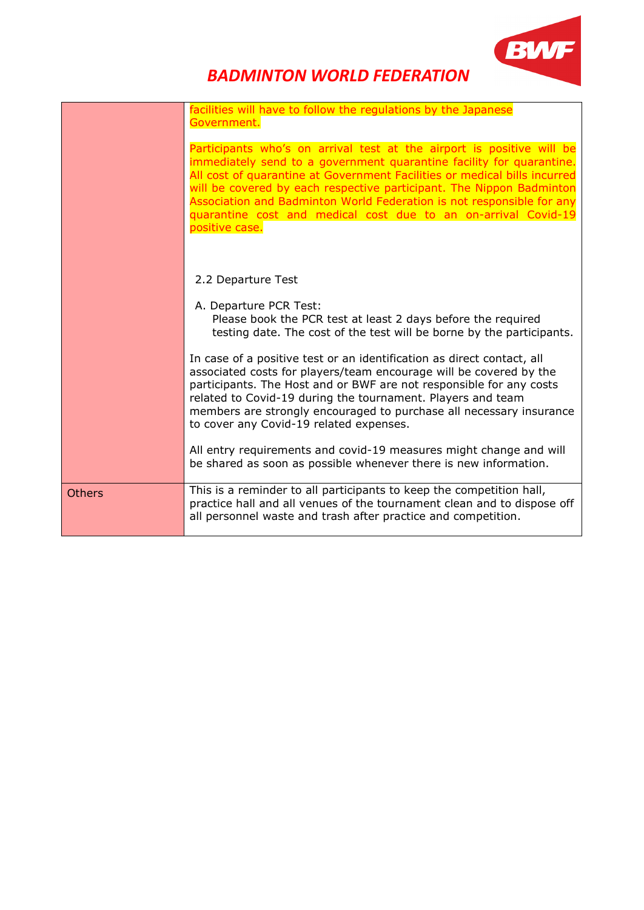| | |
|---|---|
| | facilities will have to follow the regulations by the Japanese Government.<br><br>Participants who's on arrival test at the airport is positive will be immediately send to a government quarantine facility for quarantine. All cost of quarantine at Government Facilities or medical bills incurred will be covered by each respective participant. The Nippon Badminton Association and Badminton World Federation is not responsible for any quarantine cost and medical cost due to an on-arrival Covid-19 positive case.<br><br>2.2 Departure Test<br><br>A. Departure PCR Test:<br>Please book the PCR test at least 2 days before the required testing date. The cost of the test will be borne by the participants.<br><br>In case of a positive test or an identification as direct contact, all associated costs for players/team encourage will be covered by the participants. The Host and or BWF are not responsible for any costs related to Covid-19 during the tournament. Players and team members are strongly encouraged to purchase all necessary insurance to cover any Covid-19 related expenses.<br><br>All entry requirements and covid-19 measures might change and will be shared as soon as possible whenever there is new information. |
| Others | This is a reminder to all participants to keep the competition hall, practice hall and all venues of the tournament clean and to dispose off all personnel waste and trash after practice and competition. |